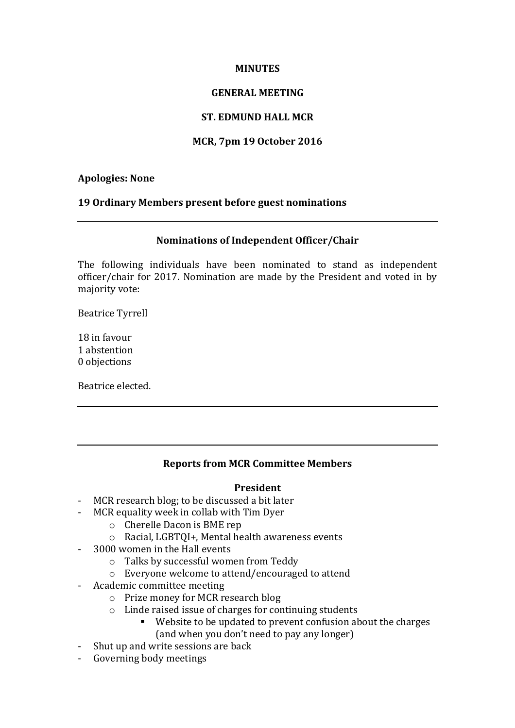**MINUTES**

**GENERAL MEETING**

**ST. EDMUND HALL MCR**

**MCR, 7pm 19 October 2016**

**Apologies: None**

**19 Ordinary Members present before guest nominations**

---

**Nominations of Independent Officer/Chair**

The following individuals have been nominated to stand as independent officer/chair for 2017. Nomination are made by the President and voted in by majority vote:

Beatrice Tyrrell

18 in favour
1 abstention
0 objections

Beatrice elected.

---

---

**Reports from MCR Committee Members**

**President**

- MCR research blog; to be discussed a bit later
- MCR equality week in collab with Tim Dyer
    - Cherelle Dacon is BME rep
    - Racial, LGBTQI+, Mental health awareness events
- 3000 women in the Hall events
    - Talks by successful women from Teddy
    - Everyone welcome to attend/encouraged to attend
- Academic committee meeting
    - Prize money for MCR research blog
    - Linde raised issue of charges for continuing students
        - Website to be updated to prevent confusion about the charges (and when you don't need to pay any longer)
- Shut up and write sessions are back
- Governing body meetings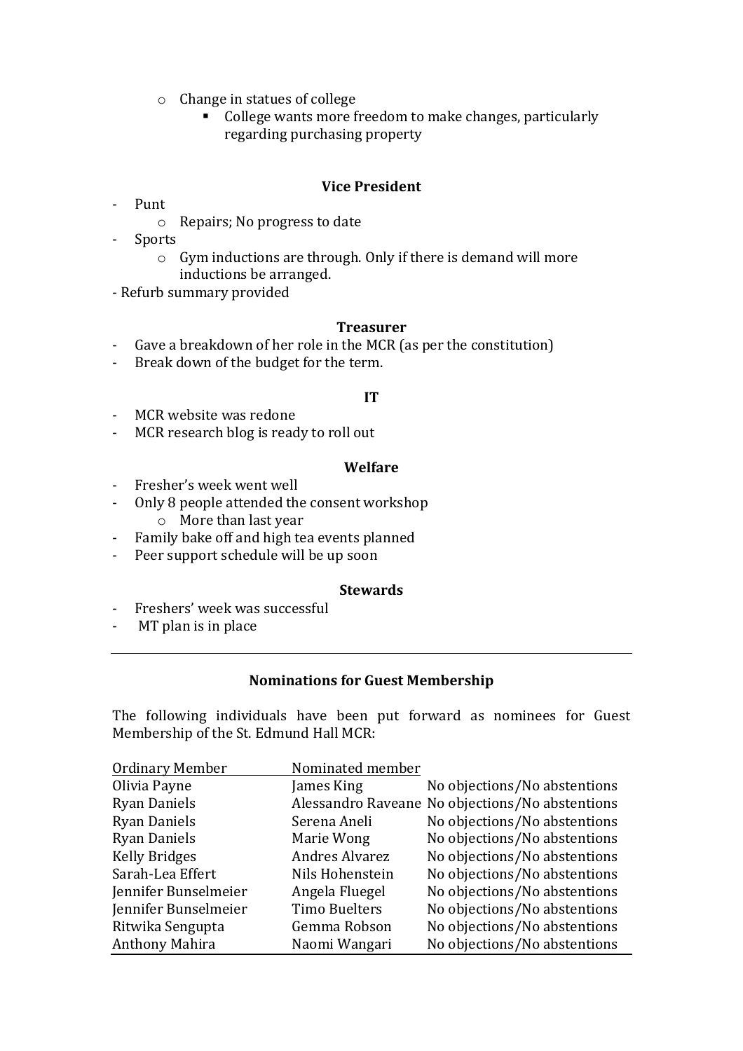- Change in statues of college
  - College wants more freedom to make changes, particularly regarding purchasing property

**Vice President**

- Punt
  - Repairs; No progress to date
- Sports
  - Gym inductions are through. Only if there is demand will more inductions be arranged.
- Refurb summary provided

**Treasurer**

- Gave a breakdown of her role in the MCR (as per the constitution)
- Break down of the budget for the term.

**IT**

- MCR website was redone
- MCR research blog is ready to roll out

**Welfare**

- Fresher's week went well
- Only 8 people attended the consent workshop
  - More than last year
- Family bake off and high tea events planned
- Peer support schedule will be up soon

**Stewards**

- Freshers' week was successful
- MT plan is in place

---

**Nominations for Guest Membership**

The following individuals have been put forward as nominees for Guest Membership of the St. Edmund Hall MCR:

| Ordinary Member | Nominated member | |
|---|---|---|
| Olivia Payne | James King | No objections/No abstentions |
| Ryan Daniels | Alessandro Raveane | No objections/No abstentions |
| Ryan Daniels | Serena Aneli | No objections/No abstentions |
| Ryan Daniels | Marie Wong | No objections/No abstentions |
| Kelly Bridges | Andres Alvarez | No objections/No abstentions |
| Sarah-Lea Effert | Nils Hohenstein | No objections/No abstentions |
| Jennifer Bunselmeier | Angela Fluegel | No objections/No abstentions |
| Jennifer Bunselmeier | Timo Buelters | No objections/No abstentions |
| Ritwika Sengupta | Gemma Robson | No objections/No abstentions |
| Anthony Mahira | Naomi Wangari | No objections/No abstentions |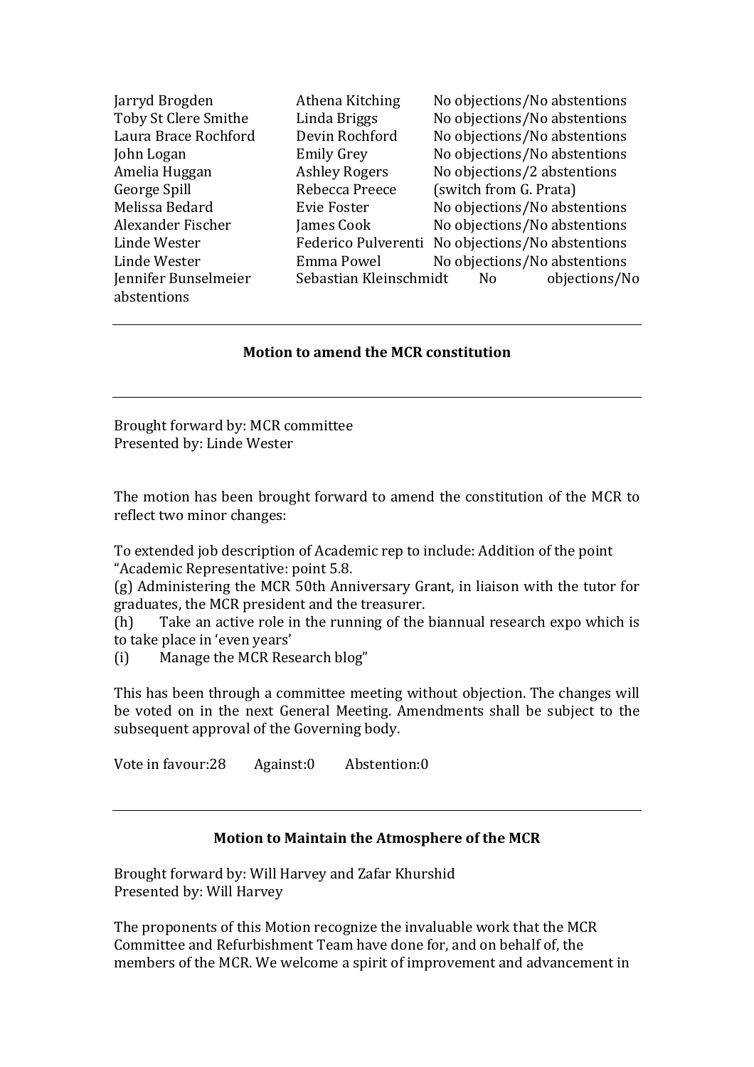| | | |
|---|---|---|
| Jarryd Brogden | Athena Kitching | No objections/No abstentions |
| Toby St Clere Smithe | Linda Briggs | No objections/No abstentions |
| Laura Brace Rochford | Devin Rochford | No objections/No abstentions |
| John Logan | Emily Grey | No objections/No abstentions |
| Amelia Huggan | Ashley Rogers | No objections/2 abstentions |
| George Spill | Rebecca Preece | (switch from G. Prata) |
| Melissa Bedard | Evie Foster | No objections/No abstentions |
| Alexander Fischer | James Cook | No objections/No abstentions |
| Linde Wester | Federico Pulverenti | No objections/No abstentions |
| Linde Wester | Emma Powel | No objections/No abstentions |
| Jennifer Bunselmeier | Sebastian Kleinschmidt | No objections/No abstentions |

---

**Motion to amend the MCR constitution**

---

Brought forward by: MCR committee
Presented by: Linde Wester

The motion has been brought forward to amend the constitution of the MCR to reflect two minor changes:

To extended job description of Academic rep to include: Addition of the point "Academic Representative: point 5.8.
(g) Administering the MCR 50th Anniversary Grant, in liaison with the tutor for graduates, the MCR president and the treasurer.
(h) Take an active role in the running of the biannual research expo which is to take place in 'even years'
(i) Manage the MCR Research blog"

This has been through a committee meeting without objection. The changes will be voted on in the next General Meeting. Amendments shall be subject to the subsequent approval of the Governing body.

Vote in favour:28 Against:0 Abstention:0

---

**Motion to Maintain the Atmosphere of the MCR**

Brought forward by: Will Harvey and Zafar Khurshid
Presented by: Will Harvey

The proponents of this Motion recognize the invaluable work that the MCR Committee and Refurbishment Team have done for, and on behalf of, the members of the MCR. We welcome a spirit of improvement and advancement in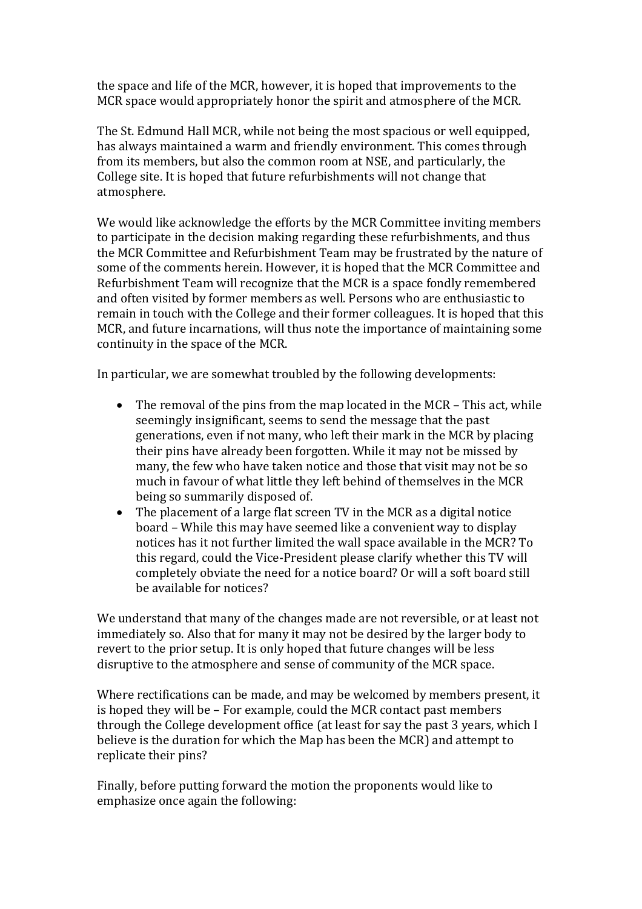the space and life of the MCR, however, it is hoped that improvements to the MCR space would appropriately honor the spirit and atmosphere of the MCR.

The St. Edmund Hall MCR, while not being the most spacious or well equipped, has always maintained a warm and friendly environment. This comes through from its members, but also the common room at NSE, and particularly, the College site. It is hoped that future refurbishments will not change that atmosphere.

We would like acknowledge the efforts by the MCR Committee inviting members to participate in the decision making regarding these refurbishments, and thus the MCR Committee and Refurbishment Team may be frustrated by the nature of some of the comments herein. However, it is hoped that the MCR Committee and Refurbishment Team will recognize that the MCR is a space fondly remembered and often visited by former members as well. Persons who are enthusiastic to remain in touch with the College and their former colleagues. It is hoped that this MCR, and future incarnations, will thus note the importance of maintaining some continuity in the space of the MCR.

In particular, we are somewhat troubled by the following developments:

- The removal of the pins from the map located in the MCR – This act, while seemingly insignificant, seems to send the message that the past generations, even if not many, who left their mark in the MCR by placing their pins have already been forgotten. While it may not be missed by many, the few who have taken notice and those that visit may not be so much in favour of what little they left behind of themselves in the MCR being so summarily disposed of.
- The placement of a large flat screen TV in the MCR as a digital notice board – While this may have seemed like a convenient way to display notices has it not further limited the wall space available in the MCR? To this regard, could the Vice-President please clarify whether this TV will completely obviate the need for a notice board? Or will a soft board still be available for notices?

We understand that many of the changes made are not reversible, or at least not immediately so. Also that for many it may not be desired by the larger body to revert to the prior setup. It is only hoped that future changes will be less disruptive to the atmosphere and sense of community of the MCR space.

Where rectifications can be made, and may be welcomed by members present, it is hoped they will be – For example, could the MCR contact past members through the College development office (at least for say the past 3 years, which I believe is the duration for which the Map has been the MCR) and attempt to replicate their pins?

Finally, before putting forward the motion the proponents would like to emphasize once again the following: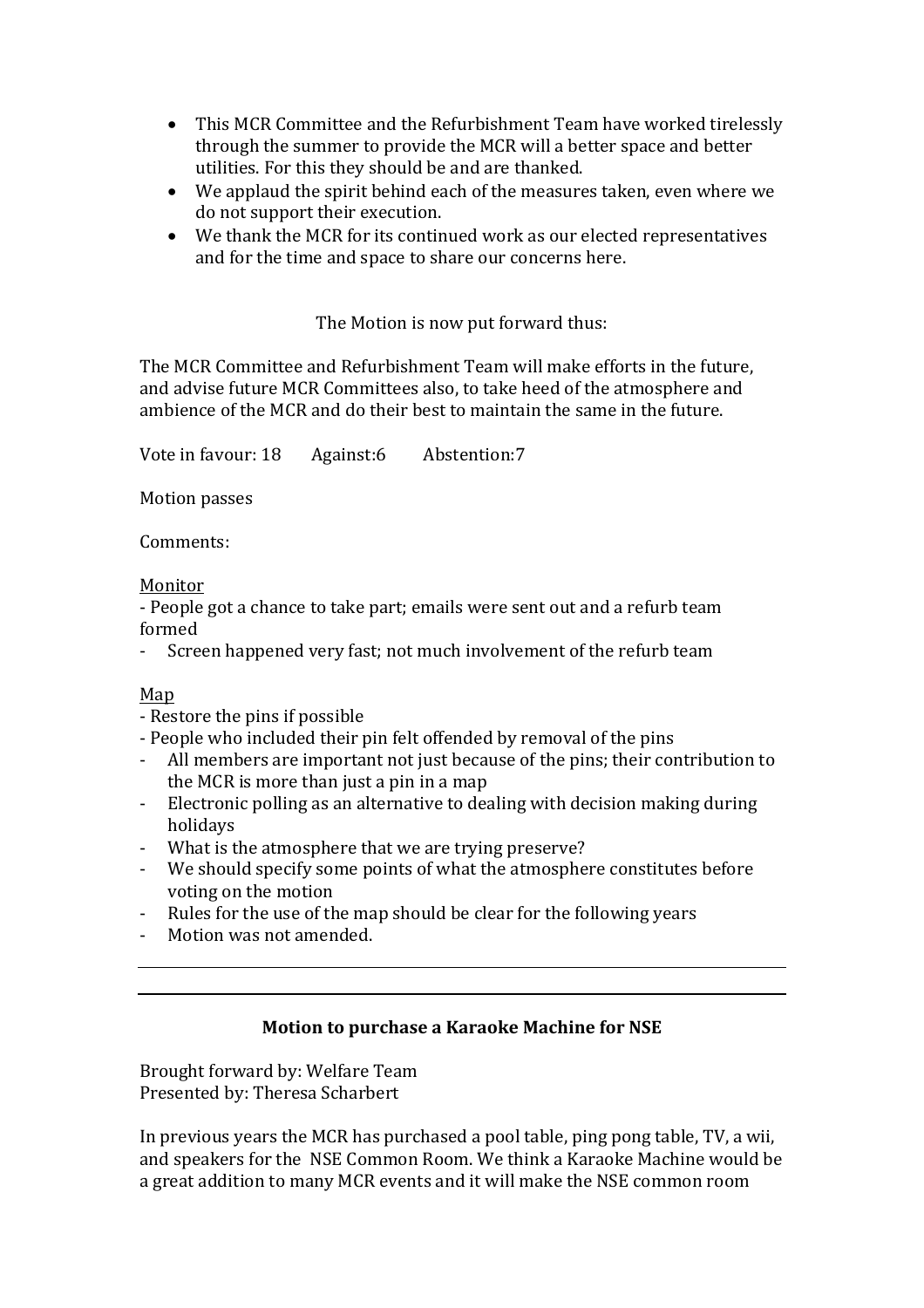- This MCR Committee and the Refurbishment Team have worked tirelessly through the summer to provide the MCR will a better space and better utilities. For this they should be and are thanked.
- We applaud the spirit behind each of the measures taken, even where we do not support their execution.
- We thank the MCR for its continued work as our elected representatives and for the time and space to share our concerns here.

The Motion is now put forward thus:

The MCR Committee and Refurbishment Team will make efforts in the future, and advise future MCR Committees also, to take heed of the atmosphere and ambience of the MCR and do their best to maintain the same in the future.

Vote in favour: 18  Against:6  Abstention:7

Motion passes

Comments:

<u>Monitor</u>

- People got a chance to take part; emails were sent out and a refurb team formed
- Screen happened very fast; not much involvement of the refurb team

<u>Map</u>

- Restore the pins if possible
- People who included their pin felt offended by removal of the pins
- All members are important not just because of the pins; their contribution to the MCR is more than just a pin in a map
- Electronic polling as an alternative to dealing with decision making during holidays
- What is the atmosphere that we are trying preserve?
- We should specify some points of what the atmosphere constitutes before voting on the motion
- Rules for the use of the map should be clear for the following years
- Motion was not amended.

---

---

**Motion to purchase a Karaoke Machine for NSE**

Brought forward by: Welfare Team
Presented by: Theresa Scharbert

In previous years the MCR has purchased a pool table, ping pong table, TV, a wii, and speakers for the NSE Common Room. We think a Karaoke Machine would be a great addition to many MCR events and it will make the NSE common room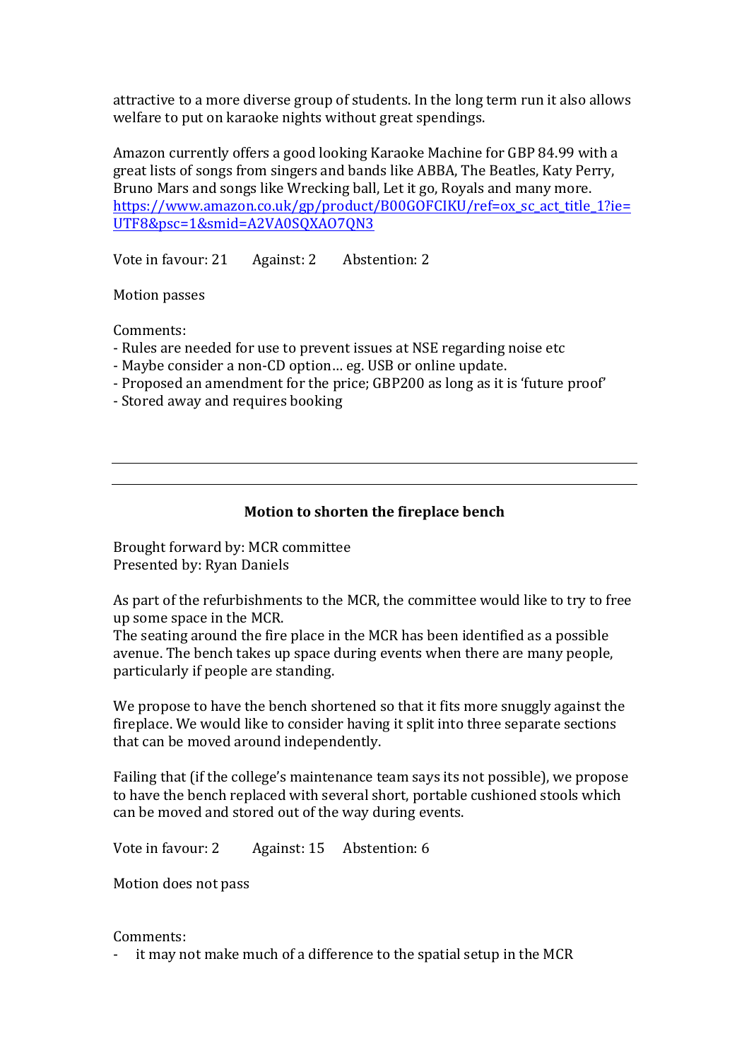attractive to a more diverse group of students. In the long term run it also allows welfare to put on karaoke nights without great spendings.

Amazon currently offers a good looking Karaoke Machine for GBP 84.99 with a great lists of songs from singers and bands like ABBA, The Beatles, Katy Perry, Bruno Mars and songs like Wrecking ball, Let it go, Royals and many more. [https://www.amazon.co.uk/gp/product/B00GOFCIKU/ref=ox_sc_act_title_1?ie=UTF8&psc=1&smid=A2VA0SQXAO7QN3](https://www.amazon.co.uk/gp/product/B00GOFCIKU/ref=ox_sc_act_title_1?ie=UTF8&psc=1&smid=A2VA0SQXAO7QN3)

Vote in favour: 21 Against: 2 Abstention: 2

Motion passes

Comments:

- Rules are needed for use to prevent issues at NSE regarding noise etc
- Maybe consider a non-CD option… eg. USB or online update.
- Proposed an amendment for the price; GBP200 as long as it is 'future proof'
- Stored away and requires booking

---

---

### Motion to shorten the fireplace bench

Brought forward by: MCR committee
Presented by: Ryan Daniels

As part of the refurbishments to the MCR, the committee would like to try to free up some space in the MCR.
The seating around the fire place in the MCR has been identified as a possible avenue. The bench takes up space during events when there are many people, particularly if people are standing.

We propose to have the bench shortened so that it fits more snuggly against the fireplace. We would like to consider having it split into three separate sections that can be moved around independently.

Failing that (if the college's maintenance team says its not possible), we propose to have the bench replaced with several short, portable cushioned stools which can be moved and stored out of the way during events.

Vote in favour: 2 Against: 15 Abstention: 6

Motion does not pass

Comments:

- it may not make much of a difference to the spatial setup in the MCR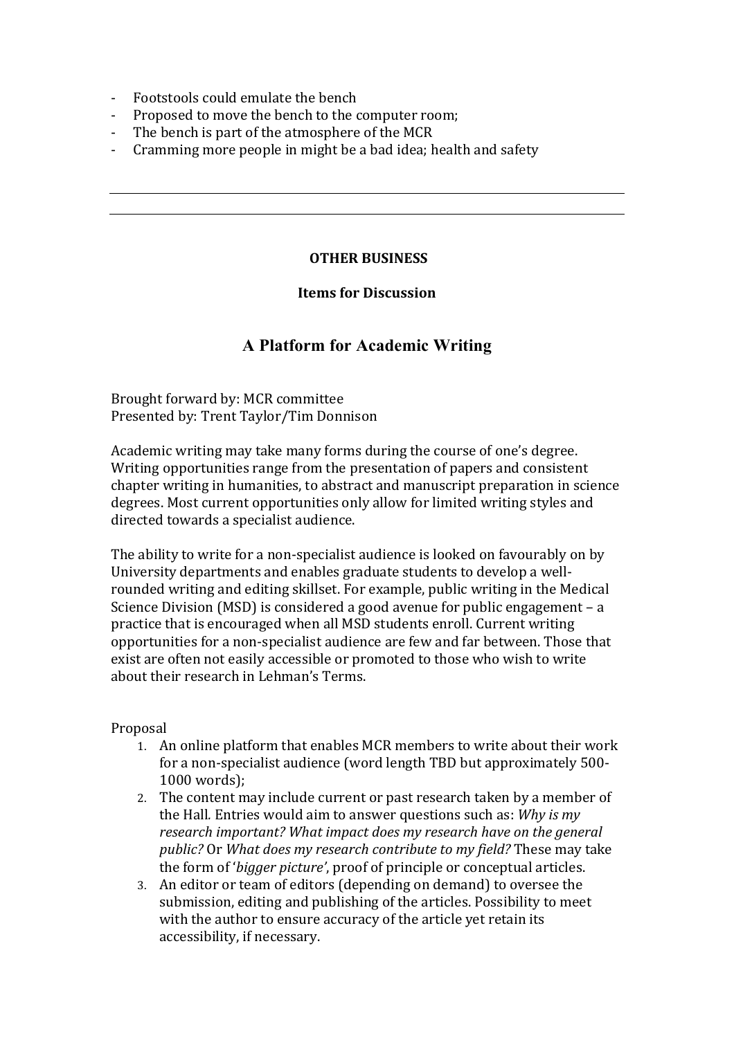- Footstools could emulate the bench
- Proposed to move the bench to the computer room;
- The bench is part of the atmosphere of the MCR
- Cramming more people in might be a bad idea; health and safety

---

---

**OTHER BUSINESS**

**Items for Discussion**

## A Platform for Academic Writing

Brought forward by: MCR committee
Presented by: Trent Taylor/Tim Donnison

Academic writing may take many forms during the course of one's degree. Writing opportunities range from the presentation of papers and consistent chapter writing in humanities, to abstract and manuscript preparation in science degrees. Most current opportunities only allow for limited writing styles and directed towards a specialist audience.

The ability to write for a non-specialist audience is looked on favourably on by University departments and enables graduate students to develop a well-rounded writing and editing skillset. For example, public writing in the Medical Science Division (MSD) is considered a good avenue for public engagement – a practice that is encouraged when all MSD students enroll. Current writing opportunities for a non-specialist audience are few and far between. Those that exist are often not easily accessible or promoted to those who wish to write about their research in Lehman's Terms.

Proposal

1. An online platform that enables MCR members to write about their work for a non-specialist audience (word length TBD but approximately 500-1000 words);
2. The content may include current or past research taken by a member of the Hall*.* Entries would aim to answer questions such as: *Why is my research important? What impact does my research have on the general public?* Or *What does my research contribute to my field?* These may take the form of '*bigger picture'*, proof of principle or conceptual articles.
3. An editor or team of editors (depending on demand) to oversee the submission, editing and publishing of the articles. Possibility to meet with the author to ensure accuracy of the article yet retain its accessibility, if necessary.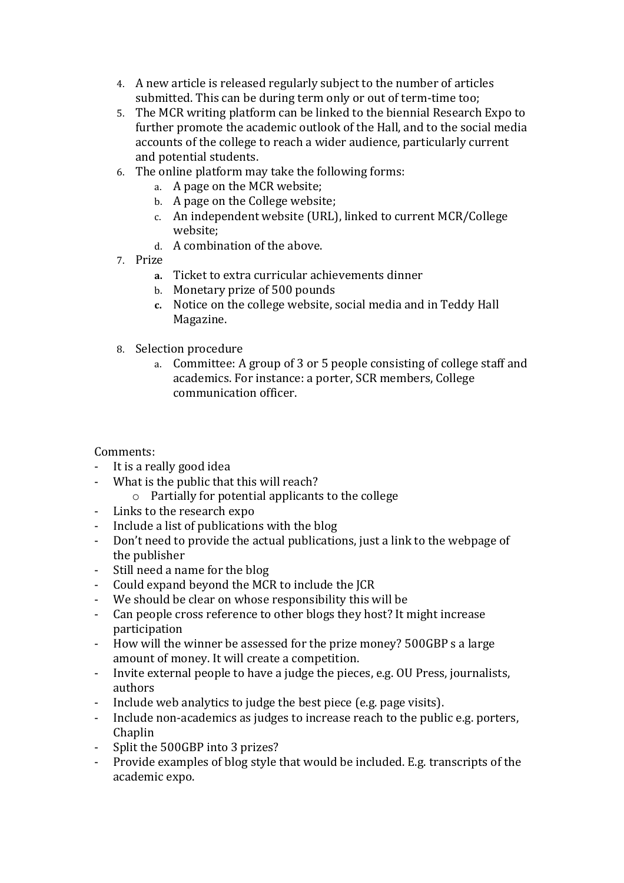4. A new article is released regularly subject to the number of articles submitted. This can be during term only or out of term-time too;
5. The MCR writing platform can be linked to the biennial Research Expo to further promote the academic outlook of the Hall, and to the social media accounts of the college to reach a wider audience, particularly current and potential students.
6. The online platform may take the following forms:
   a. A page on the MCR website;
   b. A page on the College website;
   c. An independent website (URL), linked to current MCR/College website;
   d. A combination of the above.
7. Prize
   **a.** Ticket to extra curricular achievements dinner
   b. Monetary prize of 500 pounds
   **c.** Notice on the college website, social media and in Teddy Hall Magazine.

8. Selection procedure
   a. Committee: A group of 3 or 5 people consisting of college staff and academics. For instance: a porter, SCR members, College communication officer.

Comments:

- It is a really good idea
- What is the public that this will reach?
  - Partially for potential applicants to the college
- Links to the research expo
- Include a list of publications with the blog
- Don't need to provide the actual publications, just a link to the webpage of the publisher
- Still need a name for the blog
- Could expand beyond the MCR to include the JCR
- We should be clear on whose responsibility this will be
- Can people cross reference to other blogs they host? It might increase participation
- How will the winner be assessed for the prize money? 500GBP s a large amount of money. It will create a competition.
- Invite external people to have a judge the pieces, e.g. OU Press, journalists, authors
- Include web analytics to judge the best piece (e.g. page visits).
- Include non-academics as judges to increase reach to the public e.g. porters, Chaplin
- Split the 500GBP into 3 prizes?
- Provide examples of blog style that would be included. E.g. transcripts of the academic expo.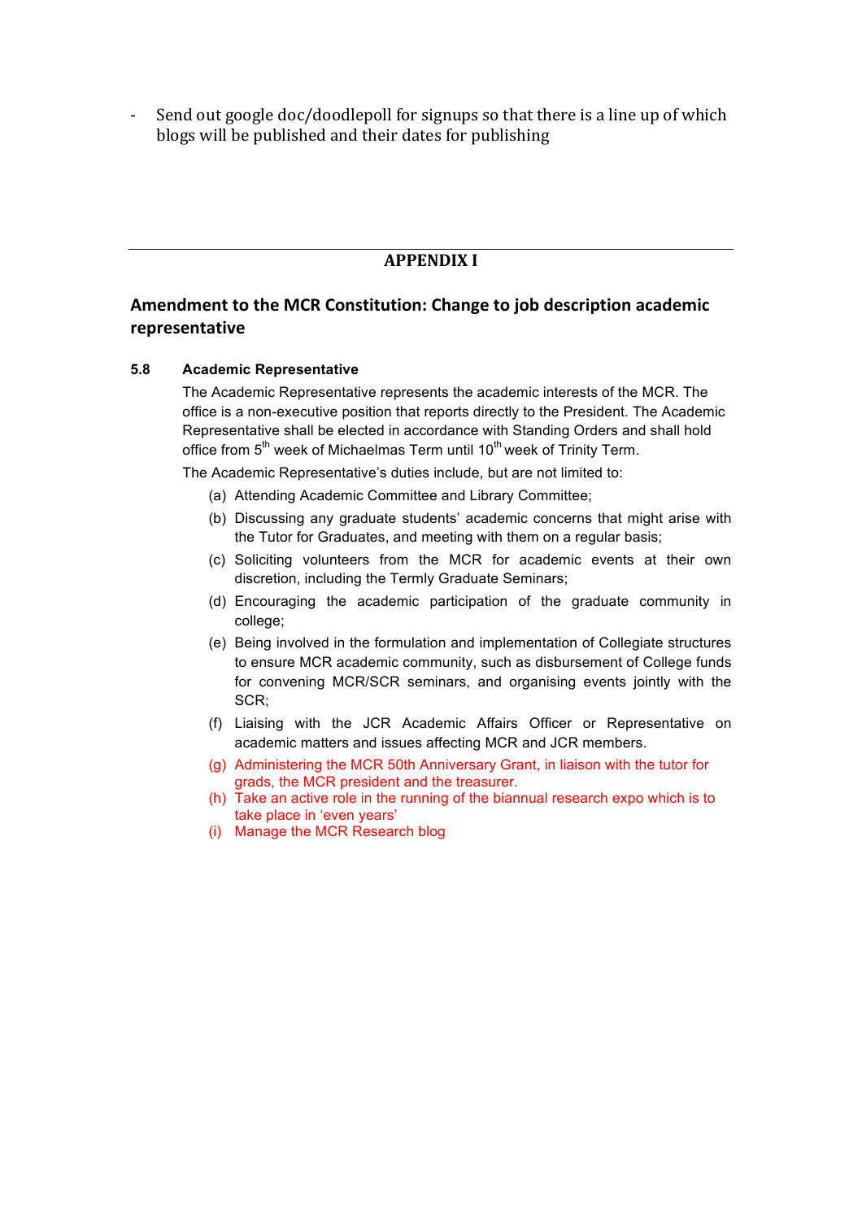- Send out google doc/doodlepoll for signups so that there is a line up of which blogs will be published and their dates for publishing

---

**APPENDIX I**

## Amendment to the MCR Constitution: Change to job description academic representative

**5.8 Academic Representative**

The Academic Representative represents the academic interests of the MCR. The office is a non-executive position that reports directly to the President. The Academic Representative shall be elected in accordance with Standing Orders and shall hold office from 5th week of Michaelmas Term until 10th week of Trinity Term.

The Academic Representative's duties include, but are not limited to:

(a) Attending Academic Committee and Library Committee;

(b) Discussing any graduate students' academic concerns that might arise with the Tutor for Graduates, and meeting with them on a regular basis;

(c) Soliciting volunteers from the MCR for academic events at their own discretion, including the Termly Graduate Seminars;

(d) Encouraging the academic participation of the graduate community in college;

(e) Being involved in the formulation and implementation of Collegiate structures to ensure MCR academic community, such as disbursement of College funds for convening MCR/SCR seminars, and organising events jointly with the SCR;

(f) Liaising with the JCR Academic Affairs Officer or Representative on academic matters and issues affecting MCR and JCR members.

(g) Administering the MCR 50th Anniversary Grant, in liaison with the tutor for grads, the MCR president and the treasurer.

(h) Take an active role in the running of the biannual research expo which is to take place in 'even years'

(i) Manage the MCR Research blog